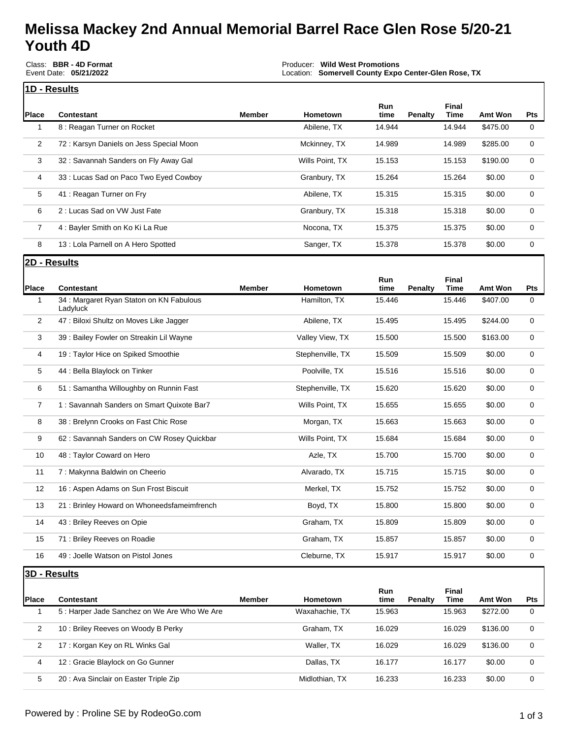# Melissa Mackey 2nd Annual Memorial Barrel Race Glen Rose 5/20-21 Youth 4D

Class: **BBR - 4D Format**
Event Date: **05/21/2022**

Producer: **Wild West Promotions**
Location: **Somervell County Expo Center-Glen Rose, TX**

## 1D - Results

| Place | Contestant | Member | Hometown | Run time | Penalty | Final Time | Amt Won | Pts |
|---|---|---|---|---|---|---|---|---|
| 1 | 8 : Reagan Turner on Rocket | | Abilene, TX | 14.944 | | 14.944 | $475.00 | 0 |
| 2 | 72 : Karsyn Daniels on Jess Special Moon | | Mckinney, TX | 14.989 | | 14.989 | $285.00 | 0 |
| 3 | 32 : Savannah Sanders on Fly Away Gal | | Wills Point, TX | 15.153 | | 15.153 | $190.00 | 0 |
| 4 | 33 : Lucas Sad on Paco Two Eyed Cowboy | | Granbury, TX | 15.264 | | 15.264 | $0.00 | 0 |
| 5 | 41 : Reagan Turner on Fry | | Abilene, TX | 15.315 | | 15.315 | $0.00 | 0 |
| 6 | 2 : Lucas Sad on VW Just Fate | | Granbury, TX | 15.318 | | 15.318 | $0.00 | 0 |
| 7 | 4 : Bayler Smith on Ko Ki La Rue | | Nocona, TX | 15.375 | | 15.375 | $0.00 | 0 |
| 8 | 13 : Lola Parnell on A Hero Spotted | | Sanger, TX | 15.378 | | 15.378 | $0.00 | 0 |

## 2D - Results

| Place | Contestant | Member | Hometown | Run time | Penalty | Final Time | Amt Won | Pts |
|---|---|---|---|---|---|---|---|---|
| 1 | 34 : Margaret Ryan Staton on KN Fabulous Ladyluck | | Hamilton, TX | 15.446 | | 15.446 | $407.00 | 0 |
| 2 | 47 : Biloxi Shultz on Moves Like Jagger | | Abilene, TX | 15.495 | | 15.495 | $244.00 | 0 |
| 3 | 39 : Bailey Fowler on Streakin Lil Wayne | | Valley View, TX | 15.500 | | 15.500 | $163.00 | 0 |
| 4 | 19 : Taylor Hice on Spiked Smoothie | | Stephenville, TX | 15.509 | | 15.509 | $0.00 | 0 |
| 5 | 44 : Bella Blaylock on Tinker | | Poolville, TX | 15.516 | | 15.516 | $0.00 | 0 |
| 6 | 51 : Samantha Willoughby on Runnin Fast | | Stephenville, TX | 15.620 | | 15.620 | $0.00 | 0 |
| 7 | 1 : Savannah Sanders on Smart Quixote Bar7 | | Wills Point, TX | 15.655 | | 15.655 | $0.00 | 0 |
| 8 | 38 : Brelynn Crooks on Fast Chic Rose | | Morgan, TX | 15.663 | | 15.663 | $0.00 | 0 |
| 9 | 62 : Savannah Sanders on CW Rosey Quickbar | | Wills Point, TX | 15.684 | | 15.684 | $0.00 | 0 |
| 10 | 48 : Taylor Coward on Hero | | Azle, TX | 15.700 | | 15.700 | $0.00 | 0 |
| 11 | 7 : Makynna Baldwin on Cheerio | | Alvarado, TX | 15.715 | | 15.715 | $0.00 | 0 |
| 12 | 16 : Aspen Adams on Sun Frost Biscuit | | Merkel, TX | 15.752 | | 15.752 | $0.00 | 0 |
| 13 | 21 : Brinley Howard on Whoneedsfameimfrench | | Boyd, TX | 15.800 | | 15.800 | $0.00 | 0 |
| 14 | 43 : Briley Reeves on Opie | | Graham, TX | 15.809 | | 15.809 | $0.00 | 0 |
| 15 | 71 : Briley Reeves on Roadie | | Graham, TX | 15.857 | | 15.857 | $0.00 | 0 |
| 16 | 49 : Joelle Watson on Pistol Jones | | Cleburne, TX | 15.917 | | 15.917 | $0.00 | 0 |

## 3D - Results

| Place | Contestant | Member | Hometown | Run time | Penalty | Final Time | Amt Won | Pts |
|---|---|---|---|---|---|---|---|---|
| 1 | 5 : Harper Jade Sanchez on We Are Who We Are | | Waxahachie, TX | 15.963 | | 15.963 | $272.00 | 0 |
| 2 | 10 : Briley Reeves on Woody B Perky | | Graham, TX | 16.029 | | 16.029 | $136.00 | 0 |
| 2 | 17 : Korgan Key on RL Winks Gal | | Waller, TX | 16.029 | | 16.029 | $136.00 | 0 |
| 4 | 12 : Gracie Blaylock on Go Gunner | | Dallas, TX | 16.177 | | 16.177 | $0.00 | 0 |
| 5 | 20 : Ava Sinclair on Easter Triple Zip | | Midlothian, TX | 16.233 | | 16.233 | $0.00 | 0 |

Powered by : Proline SE by RodeoGo.com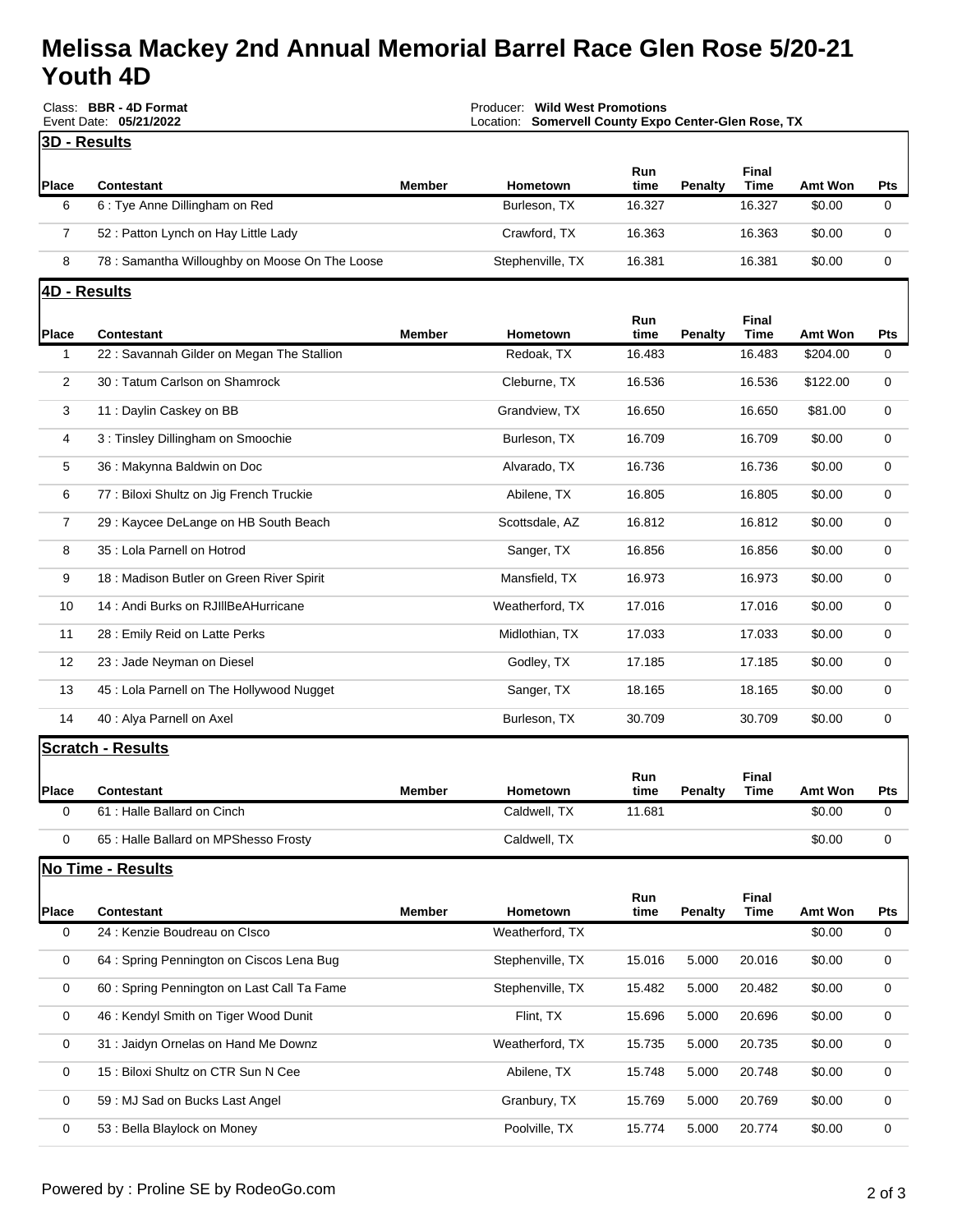# Melissa Mackey 2nd Annual Memorial Barrel Race Glen Rose 5/20-21 Youth 4D

Class: **BBR - 4D Format**
Event Date: **05/21/2022**

Producer: **Wild West Promotions**
Location: **Somervell County Expo Center-Glen Rose, TX**

## 3D - Results

| Place | Contestant | Member | Hometown | Run time | Penalty | Final Time | Amt Won | Pts |
|---|---|---|---|---|---|---|---|---|
| 6 | 6 : Tye Anne Dillingham on Red | | Burleson, TX | 16.327 | | 16.327 | $0.00 | 0 |
| 7 | 52 : Patton Lynch on Hay Little Lady | | Crawford, TX | 16.363 | | 16.363 | $0.00 | 0 |
| 8 | 78 : Samantha Willoughby on Moose On The Loose | | Stephenville, TX | 16.381 | | 16.381 | $0.00 | 0 |

## 4D - Results

| Place | Contestant | Member | Hometown | Run time | Penalty | Final Time | Amt Won | Pts |
|---|---|---|---|---|---|---|---|---|
| 1 | 22 : Savannah Gilder on Megan The Stallion | | Redoak, TX | 16.483 | | 16.483 | $204.00 | 0 |
| 2 | 30 : Tatum Carlson on Shamrock | | Cleburne, TX | 16.536 | | 16.536 | $122.00 | 0 |
| 3 | 11 : Daylin Caskey on BB | | Grandview, TX | 16.650 | | 16.650 | $81.00 | 0 |
| 4 | 3 : Tinsley Dillingham on Smoochie | | Burleson, TX | 16.709 | | 16.709 | $0.00 | 0 |
| 5 | 36 : Makynna Baldwin on Doc | | Alvarado, TX | 16.736 | | 16.736 | $0.00 | 0 |
| 6 | 77 : Biloxi Shultz on Jig French Truckie | | Abilene, TX | 16.805 | | 16.805 | $0.00 | 0 |
| 7 | 29 : Kaycee DeLange on HB South Beach | | Scottsdale, AZ | 16.812 | | 16.812 | $0.00 | 0 |
| 8 | 35 : Lola Parnell on Hotrod | | Sanger, TX | 16.856 | | 16.856 | $0.00 | 0 |
| 9 | 18 : Madison Butler on Green River Spirit | | Mansfield, TX | 16.973 | | 16.973 | $0.00 | 0 |
| 10 | 14 : Andi Burks on RJIllBeAHurricane | | Weatherford, TX | 17.016 | | 17.016 | $0.00 | 0 |
| 11 | 28 : Emily Reid on Latte Perks | | Midlothian, TX | 17.033 | | 17.033 | $0.00 | 0 |
| 12 | 23 : Jade Neyman on Diesel | | Godley, TX | 17.185 | | 17.185 | $0.00 | 0 |
| 13 | 45 : Lola Parnell on The Hollywood Nugget | | Sanger, TX | 18.165 | | 18.165 | $0.00 | 0 |
| 14 | 40 : Alya Parnell on Axel | | Burleson, TX | 30.709 | | 30.709 | $0.00 | 0 |

## Scratch - Results

| Place | Contestant | Member | Hometown | Run time | Penalty | Final Time | Amt Won | Pts |
|---|---|---|---|---|---|---|---|---|
| 0 | 61 : Halle Ballard on Cinch | | Caldwell, TX | 11.681 | | | $0.00 | 0 |
| 0 | 65 : Halle Ballard on MPShesso Frosty | | Caldwell, TX | | | | $0.00 | 0 |

## No Time - Results

| Place | Contestant | Member | Hometown | Run time | Penalty | Final Time | Amt Won | Pts |
|---|---|---|---|---|---|---|---|---|
| 0 | 24 : Kenzie Boudreau on CIsco | | Weatherford, TX | | | | $0.00 | 0 |
| 0 | 64 : Spring Pennington on Ciscos Lena Bug | | Stephenville, TX | 15.016 | 5.000 | 20.016 | $0.00 | 0 |
| 0 | 60 : Spring Pennington on Last Call Ta Fame | | Stephenville, TX | 15.482 | 5.000 | 20.482 | $0.00 | 0 |
| 0 | 46 : Kendyl Smith on Tiger Wood Dunit | | Flint, TX | 15.696 | 5.000 | 20.696 | $0.00 | 0 |
| 0 | 31 : Jaidyn Ornelas on Hand Me Downz | | Weatherford, TX | 15.735 | 5.000 | 20.735 | $0.00 | 0 |
| 0 | 15 : Biloxi Shultz on CTR Sun N Cee | | Abilene, TX | 15.748 | 5.000 | 20.748 | $0.00 | 0 |
| 0 | 59 : MJ Sad on Bucks Last Angel | | Granbury, TX | 15.769 | 5.000 | 20.769 | $0.00 | 0 |
| 0 | 53 : Bella Blaylock on Money | | Poolville, TX | 15.774 | 5.000 | 20.774 | $0.00 | 0 |

Powered by : Proline SE by RodeoGo.com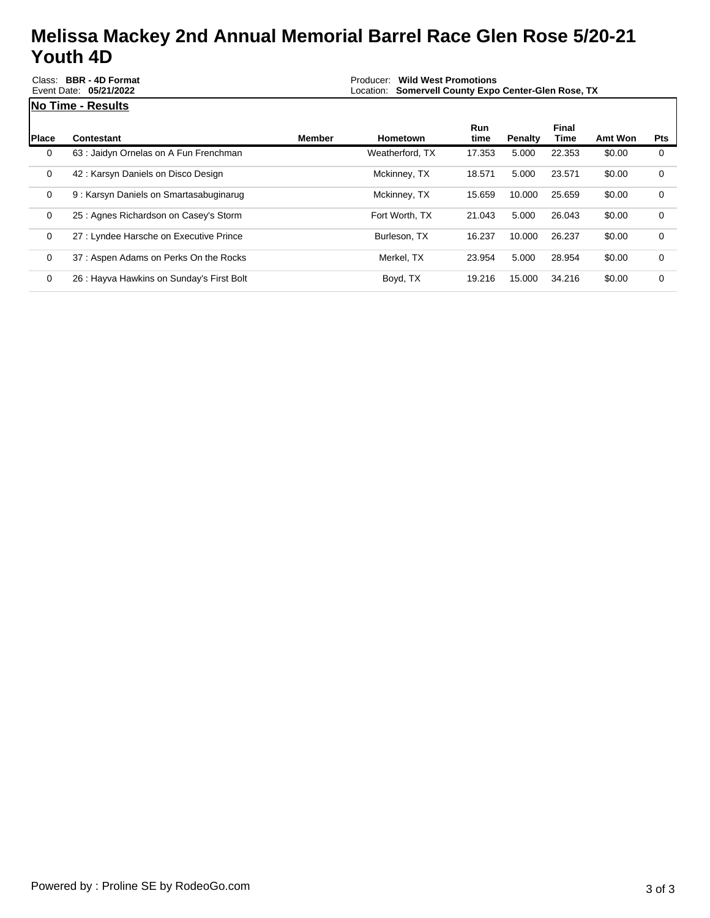# Melissa Mackey 2nd Annual Memorial Barrel Race Glen Rose 5/20-21 Youth 4D

Class: **BBR - 4D Format**
Event Date: **05/21/2022**

Producer: **Wild West Promotions**
Location: **Somervell County Expo Center-Glen Rose, TX**

## No Time - Results

| Place | Contestant | Member | Hometown | Run time | Penalty | Final Time | Amt Won | Pts |
|---|---|---|---|---|---|---|---|---|
| 0 | 63 : Jaidyn Ornelas on A Fun Frenchman | | Weatherford, TX | 17.353 | 5.000 | 22.353 | $0.00 | 0 |
| 0 | 42 : Karsyn Daniels on Disco Design | | Mckinney, TX | 18.571 | 5.000 | 23.571 | $0.00 | 0 |
| 0 | 9 : Karsyn Daniels on Smartasabuginarug | | Mckinney, TX | 15.659 | 10.000 | 25.659 | $0.00 | 0 |
| 0 | 25 : Agnes Richardson on Casey's Storm | | Fort Worth, TX | 21.043 | 5.000 | 26.043 | $0.00 | 0 |
| 0 | 27 : Lyndee Harsche on Executive Prince | | Burleson, TX | 16.237 | 10.000 | 26.237 | $0.00 | 0 |
| 0 | 37 : Aspen Adams on Perks On the Rocks | | Merkel, TX | 23.954 | 5.000 | 28.954 | $0.00 | 0 |
| 0 | 26 : Hayva Hawkins on Sunday's First Bolt | | Boyd, TX | 19.216 | 15.000 | 34.216 | $0.00 | 0 |

Powered by : Proline SE by RodeoGo.com